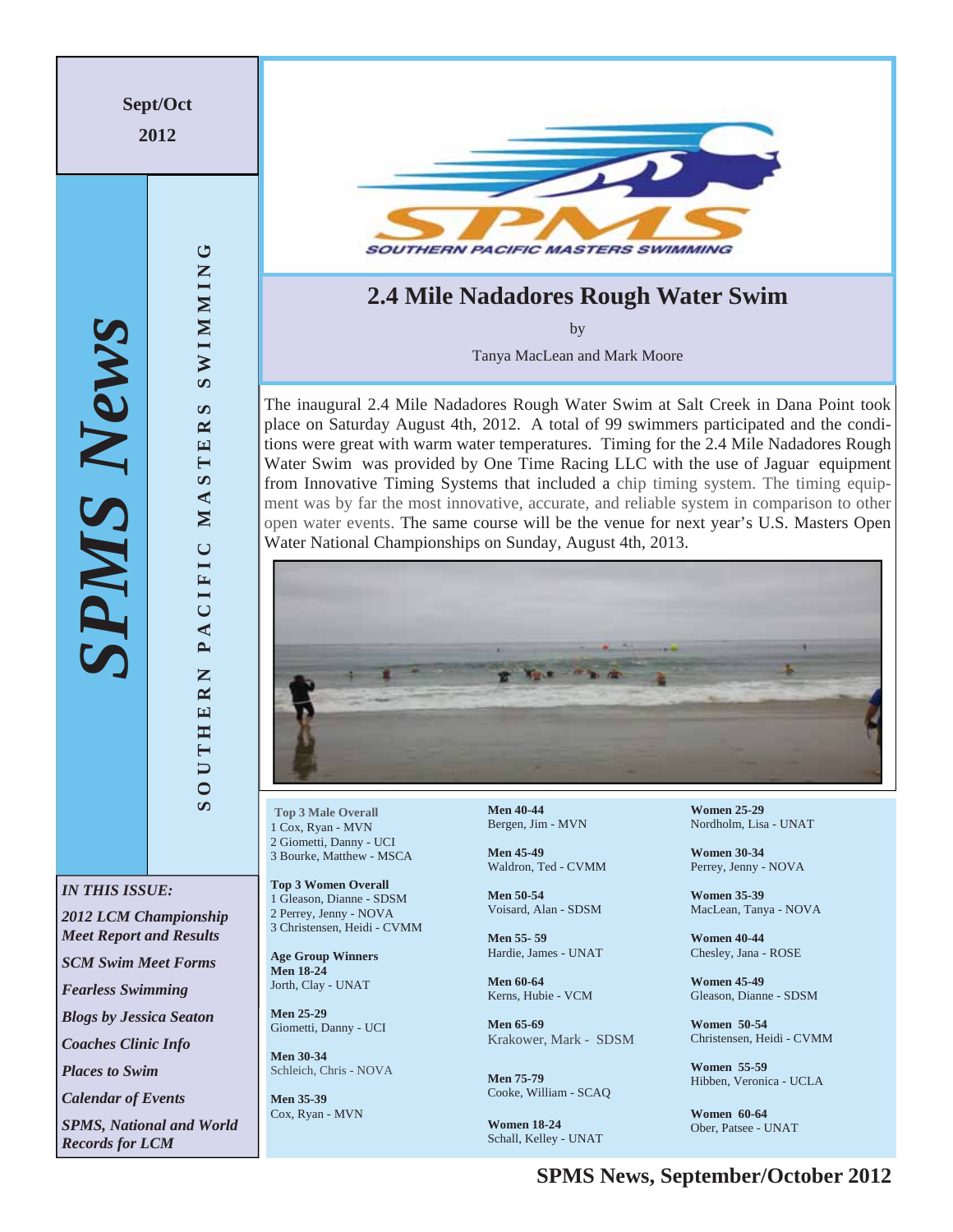Sept/Oct 2012

# SPMS News

SOUTHERN PACIFIC MASTERS SWIMMING

*IN THIS ISSUE:*

- *2012 LCM Championship Meet Report and Results*
- *SCM Swim Meet Forms*
- *Fearless Swimming*
- *Blogs by Jessica Seaton*
- *Coaches Clinic Info*
- *Places to Swim*
- *Calendar of Events*
- *SPMS, National and World Records for LCM*

SPMS SOUTHERN PACIFIC MASTERS SWIMMING

## 2.4 Mile Nadadores Rough Water Swim

by

Tanya MacLean and Mark Moore

The inaugural 2.4 Mile Nadadores Rough Water Swim at Salt Creek in Dana Point took place on Saturday August 4th, 2012. A total of 99 swimmers participated and the conditions were great with warm water temperatures. Timing for the 2.4 Mile Nadadores Rough Water Swim was provided by One Time Racing LLC with the use of Jaguar equipment from Innovative Timing Systems that included a chip timing system. The timing equipment was by far the most innovative, accurate, and reliable system in comparison to other open water events. The same course will be the venue for next year's U.S. Masters Open Water National Championships on Sunday, August 4th, 2013.

**Top 3 Male Overall**
1 Cox, Ryan - MVN
2 Giometti, Danny - UCI
3 Bourke, Matthew - MSCA

**Top 3 Women Overall**
1 Gleason, Dianne - SDSM
2 Perrey, Jenny - NOVA
3 Christensen, Heidi - CVMM

**Age Group Winners**

**Men 18-24**
Jorth, Clay - UNAT

**Men 25-29**
Giometti, Danny - UCI

**Men 30-34**
Schleich, Chris - NOVA

**Men 35-39**
Cox, Ryan - MVN

**Men 40-44**
Bergen, Jim - MVN

**Men 45-49**
Waldron, Ted - CVMM

**Men 50-54**
Voisard, Alan - SDSM

**Men 55- 59**
Hardie, James - UNAT

**Men 60-64**
Kerns, Hubie - VCM

**Men 65-69**
Krakower, Mark - SDSM

**Men 75-79**
Cooke, William - SCAQ

**Women 18-24**
Schall, Kelley - UNAT

**Women 25-29**
Nordholm, Lisa - UNAT

**Women 30-34**
Perrey, Jenny - NOVA

**Women 35-39**
MacLean, Tanya - NOVA

**Women 40-44**
Chesley, Jana - ROSE

**Women 45-49**
Gleason, Dianne - SDSM

**Women 50-54**
Christensen, Heidi - CVMM

**Women 55-59**
Hibben, Veronica - UCLA

**Women 60-64**
Ober, Patsee - UNAT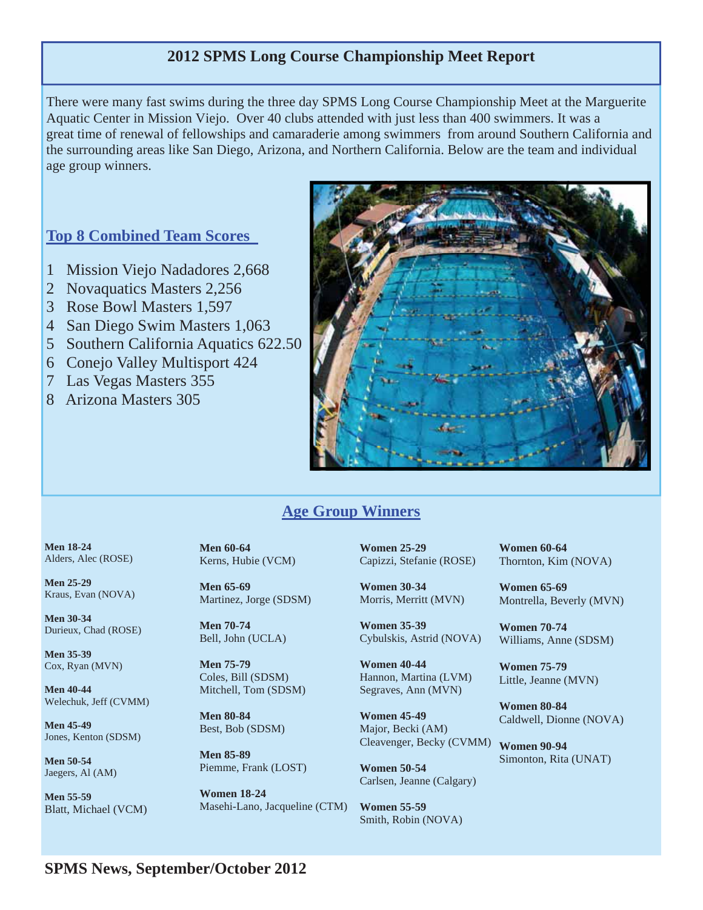## 2012 SPMS Long Course Championship Meet Report

There were many fast swims during the three day SPMS Long Course Championship Meet at the Marguerite Aquatic Center in Mission Viejo. Over 40 clubs attended with just less than 400 swimmers. It was a great time of renewal of fellowships and camaraderie among swimmers from around Southern California and the surrounding areas like San Diego, Arizona, and Northern California. Below are the team and individual age group winners.

### Top 8 Combined Team Scores

1. Mission Viejo Nadadores 2,668
2. Novaquatics Masters 2,256
3. Rose Bowl Masters 1,597
4. San Diego Swim Masters 1,063
5. Southern California Aquatics 622.50
6. Conejo Valley Multisport 424
7. Las Vegas Masters 355
8. Arizona Masters 305

### Age Group Winners

**Men 18-24**
Alders, Alec (ROSE)

**Men 25-29**
Kraus, Evan (NOVA)

**Men 30-34**
Durieux, Chad (ROSE)

**Men 35-39**
Cox, Ryan (MVN)

**Men 40-44**
Welechuk, Jeff (CVMM)

**Men 45-49**
Jones, Kenton (SDSM)

**Men 50-54**
Jaegers, Al (AM)

**Men 55-59**
Blatt, Michael (VCM)

**Men 60-64**
Kerns, Hubie (VCM)

**Men 65-69**
Martinez, Jorge (SDSM)

**Men 70-74**
Bell, John (UCLA)

**Men 75-79**
Coles, Bill (SDSM)
Mitchell, Tom (SDSM)

**Men 80-84**
Best, Bob (SDSM)

**Men 85-89**
Piemme, Frank (LOST)

**Women 18-24**
Masehi-Lano, Jacqueline (CTM)

**Women 25-29**
Capizzi, Stefanie (ROSE)

**Women 30-34**
Morris, Merritt (MVN)

**Women 35-39**
Cybulskis, Astrid (NOVA)

**Women 40-44**
Hannon, Martina (LVM)
Segraves, Ann (MVN)

**Women 45-49**
Major, Becki (AM)
Cleavenger, Becky (CVMM)

**Women 50-54**
Carlsen, Jeanne (Calgary)

**Women 55-59**
Smith, Robin (NOVA)

**Women 60-64**
Thornton, Kim (NOVA)

**Women 65-69**
Montrella, Beverly (MVN)

**Women 70-74**
Williams, Anne (SDSM)

**Women 75-79**
Little, Jeanne (MVN)

**Women 80-84**
Caldwell, Dionne (NOVA)

**Women 90-94**
Simonton, Rita (UNAT)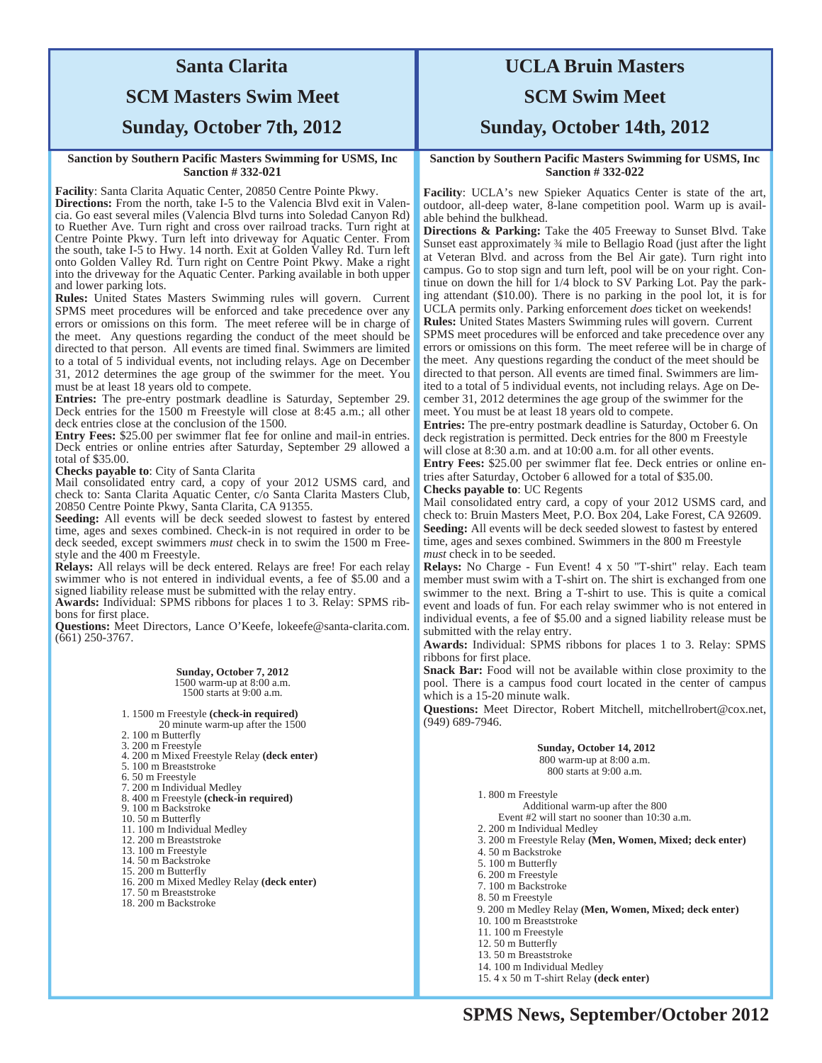# Santa Clarita

# SCM Masters Swim Meet

# Sunday, October 7th, 2012

**Sanction by Southern Pacific Masters Swimming for USMS, Inc**
**Sanction # 332-021**

**Facility**: Santa Clarita Aquatic Center, 20850 Centre Pointe Pkwy.
**Directions:** From the north, take I-5 to the Valencia Blvd exit in Valencia. Go east several miles (Valencia Blvd turns into Soledad Canyon Rd) to Ruether Ave. Turn right and cross over railroad tracks. Turn right at Centre Pointe Pkwy. Turn left into driveway for Aquatic Center. From the south, take I-5 to Hwy. 14 north. Exit at Golden Valley Rd. Turn left onto Golden Valley Rd. Turn right on Centre Point Pkwy. Make a right into the driveway for the Aquatic Center. Parking available in both upper and lower parking lots.
**Rules:** United States Masters Swimming rules will govern. Current SPMS meet procedures will be enforced and take precedence over any errors or omissions on this form. The meet referee will be in charge of the meet. Any questions regarding the conduct of the meet should be directed to that person. All events are timed final. Swimmers are limited to a total of 5 individual events, not including relays. Age on December 31, 2012 determines the age group of the swimmer for the meet. You must be at least 18 years old to compete.
**Entries:** The pre-entry postmark deadline is Saturday, September 29. Deck entries for the 1500 m Freestyle will close at 8:45 a.m.; all other deck entries close at the conclusion of the 1500.
**Entry Fees:** $25.00 per swimmer flat fee for online and mail-in entries. Deck entries or online entries after Saturday, September 29 allowed a total of $35.00.
**Checks payable to**: City of Santa Clarita
Mail consolidated entry card, a copy of your 2012 USMS card, and check to: Santa Clarita Aquatic Center, c/o Santa Clarita Masters Club, 20850 Centre Pointe Pkwy, Santa Clarita, CA 91355.
**Seeding:** All events will be deck seeded slowest to fastest by entered time, ages and sexes combined. Check-in is not required in order to be deck seeded, except swimmers *must* check in to swim the 1500 m Freestyle and the 400 m Freestyle.
**Relays:** All relays will be deck entered. Relays are free! For each relay swimmer who is not entered in individual events, a fee of $5.00 and a signed liability release must be submitted with the relay entry.
**Awards:** Individual: SPMS ribbons for places 1 to 3. Relay: SPMS ribbons for first place.
**Questions:** Meet Directors, Lance O'Keefe, lokeefe@santa-clarita.com. (661) 250-3767.

**Sunday, October 7, 2012**
1500 warm-up at 8:00 a.m.
1500 starts at 9:00 a.m.

1. 1500 m Freestyle **(check-in required)**
   20 minute warm-up after the 1500
2. 100 m Butterfly
3. 200 m Freestyle
4. 200 m Mixed Freestyle Relay **(deck enter)**
5. 100 m Breaststroke
6. 50 m Freestyle
7. 200 m Individual Medley
8. 400 m Freestyle **(check-in required)**
9. 100 m Backstroke
10. 50 m Butterfly
11. 100 m Individual Medley
12. 200 m Breaststroke
13. 100 m Freestyle
14. 50 m Backstroke
15. 200 m Butterfly
16. 200 m Mixed Medley Relay **(deck enter)**
17. 50 m Breaststroke
18. 200 m Backstroke

# UCLA Bruin Masters

# SCM Swim Meet

# Sunday, October 14th, 2012

**Sanction by Southern Pacific Masters Swimming for USMS, Inc**
**Sanction # 332-022**

**Facility**: UCLA's new Spieker Aquatics Center is state of the art, outdoor, all-deep water, 8-lane competition pool. Warm up is available behind the bulkhead.
**Directions & Parking:** Take the 405 Freeway to Sunset Blvd. Take Sunset east approximately ¾ mile to Bellagio Road (just after the light at Veteran Blvd. and across from the Bel Air gate). Turn right into campus. Go to stop sign and turn left, pool will be on your right. Continue on down the hill for 1/4 block to SV Parking Lot. Pay the parking attendant ($10.00). There is no parking in the pool lot, it is for UCLA permits only. Parking enforcement *does* ticket on weekends!
**Rules:** United States Masters Swimming rules will govern. Current SPMS meet procedures will be enforced and take precedence over any errors or omissions on this form. The meet referee will be in charge of the meet. Any questions regarding the conduct of the meet should be directed to that person. All events are timed final. Swimmers are limited to a total of 5 individual events, not including relays. Age on December 31, 2012 determines the age group of the swimmer for the meet. You must be at least 18 years old to compete.
**Entries:** The pre-entry postmark deadline is Saturday, October 6. On deck registration is permitted. Deck entries for the 800 m Freestyle will close at 8:30 a.m. and at 10:00 a.m. for all other events.
**Entry Fees:** $25.00 per swimmer flat fee. Deck entries or online entries after Saturday, October 6 allowed for a total of $35.00.
**Checks payable to**: UC Regents
Mail consolidated entry card, a copy of your 2012 USMS card, and check to: Bruin Masters Meet, P.O. Box 204, Lake Forest, CA 92609.
**Seeding:** All events will be deck seeded slowest to fastest by entered time, ages and sexes combined. Swimmers in the 800 m Freestyle *must* check in to be seeded.
**Relays:** No Charge - Fun Event! 4 x 50 "T-shirt" relay. Each team member must swim with a T-shirt on. The shirt is exchanged from one swimmer to the next. Bring a T-shirt to use. This is quite a comical event and loads of fun. For each relay swimmer who is not entered in individual events, a fee of $5.00 and a signed liability release must be submitted with the relay entry.
**Awards:** Individual: SPMS ribbons for places 1 to 3. Relay: SPMS ribbons for first place.
**Snack Bar:** Food will not be available within close proximity to the pool. There is a campus food court located in the center of campus which is a 15-20 minute walk.
**Questions:** Meet Director, Robert Mitchell, mitchellrobert@cox.net, (949) 689-7946.

**Sunday, October 14, 2012**
800 warm-up at 8:00 a.m.
800 starts at 9:00 a.m.

1. 800 m Freestyle
   Additional warm-up after the 800
   Event #2 will start no sooner than 10:30 a.m.
2. 200 m Individual Medley
3. 200 m Freestyle Relay **(Men, Women, Mixed; deck enter)**
4. 50 m Backstroke
5. 100 m Butterfly
6. 200 m Freestyle
7. 100 m Backstroke
8. 50 m Freestyle
9. 200 m Medley Relay **(Men, Women, Mixed; deck enter)**
10. 100 m Breaststroke
11. 100 m Freestyle
12. 50 m Butterfly
13. 50 m Breaststroke
14. 100 m Individual Medley
15. 4 x 50 m T-shirt Relay **(deck enter)**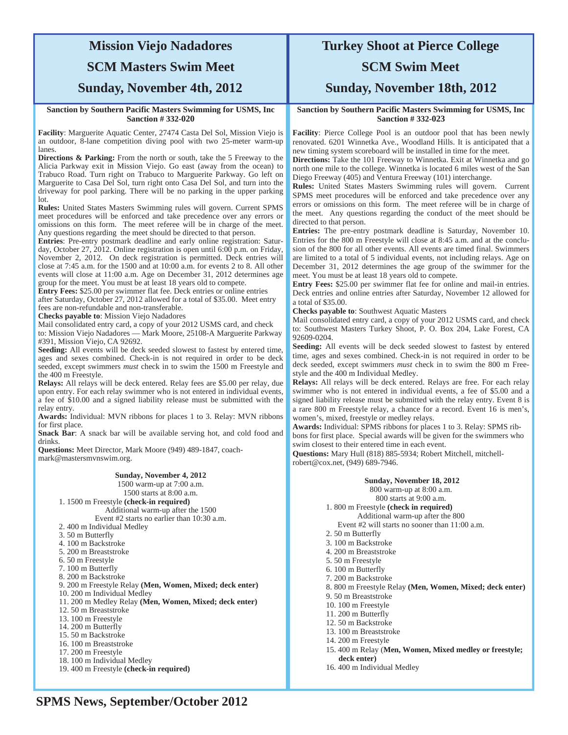# Mission Viejo Nadadores

# SCM Masters Swim Meet

# Sunday, November 4th, 2012

**Sanction by Southern Pacific Masters Swimming for USMS, Inc Sanction # 332-020**

**Facility**: Marguerite Aquatic Center, 27474 Casta Del Sol, Mission Viejo is an outdoor, 8-lane competition diving pool with two 25-meter warm-up lanes.

**Directions & Parking:** From the north or south, take the 5 Freeway to the Alicia Parkway exit in Mission Viejo. Go east (away from the ocean) to Trabuco Road. Turn right on Trabuco to Marguerite Parkway. Go left on Marguerite to Casa Del Sol, turn right onto Casa Del Sol, and turn into the driveway for pool parking. There will be no parking in the upper parking lot.

**Rules:** United States Masters Swimming rules will govern. Current SPMS meet procedures will be enforced and take precedence over any errors or omissions on this form. The meet referee will be in charge of the meet. Any questions regarding the meet should be directed to that person.

**Entries**: Pre-entry postmark deadline and early online registration: Saturday, October 27, 2012. Online registration is open until 6:00 p.m. on Friday, November 2, 2012. On deck registration is permitted. Deck entries will close at 7:45 a.m. for the 1500 and at 10:00 a.m. for events 2 to 8. All other events will close at 11:00 a.m. Age on December 31, 2012 determines age group for the meet. You must be at least 18 years old to compete.

**Entry Fees:** $25.00 per swimmer flat fee. Deck entries or online entries after Saturday, October 27, 2012 allowed for a total of $35.00. Meet entry fees are non-refundable and non-transferable.

**Checks payable to**: Mission Viejo Nadadores

Mail consolidated entry card, a copy of your 2012 USMS card, and check to: Mission Viejo Nadadores — Mark Moore, 25108-A Marguerite Parkway #391, Mission Viejo, CA 92692.

**Seeding:** All events will be deck seeded slowest to fastest by entered time, ages and sexes combined. Check-in is not required in order to be deck seeded, except swimmers *must* check in to swim the 1500 m Freestyle and the 400 m Freestyle.

**Relays:** All relays will be deck entered. Relay fees are $5.00 per relay, due upon entry. For each relay swimmer who is not entered in individual events, a fee of $10.00 and a signed liability release must be submitted with the relay entry.

**Awards:** Individual: MVN ribbons for places 1 to 3. Relay: MVN ribbons for first place.

**Snack Bar**: A snack bar will be available serving hot, and cold food and drinks.

**Questions:** Meet Director, Mark Moore (949) 489-1847, coachmark@mastersmvnswim.org.

**Sunday, November 4, 2012**

1500 warm-up at 7:00 a.m.
1500 starts at 8:00 a.m.

1. 1500 m Freestyle **(check-in required)**
   Additional warm-up after the 1500
   Event #2 starts no earlier than 10:30 a.m.
2. 400 m Individual Medley
3. 50 m Butterfly
4. 100 m Backstroke
5. 200 m Breaststroke
6. 50 m Freestyle
7. 100 m Butterfly
8. 200 m Backstroke
9. 200 m Freestyle Relay **(Men, Women, Mixed; deck enter)**
10. 200 m Individual Medley
11. 200 m Medley Relay **(Men, Women, Mixed; deck enter)**
12. 50 m Breaststroke
13. 100 m Freestyle
14. 200 m Butterfly
15. 50 m Backstroke
16. 100 m Breaststroke
17. 200 m Freestyle
18. 100 m Individual Medley
19. 400 m Freestyle **(check-in required)**

# Turkey Shoot at Pierce College

# SCM Swim Meet

# Sunday, November 18th, 2012

**Sanction by Southern Pacific Masters Swimming for USMS, Inc Sanction # 332-023**

**Facility**: Pierce College Pool is an outdoor pool that has been newly renovated. 6201 Winnetka Ave., Woodland Hills. It is anticipated that a new timing system scoreboard will be installed in time for the meet.

**Directions:** Take the 101 Freeway to Winnetka. Exit at Winnetka and go north one mile to the college. Winnetka is located 6 miles west of the San Diego Freeway (405) and Ventura Freeway (101) interchange.

**Rules:** United States Masters Swimming rules will govern. Current SPMS meet procedures will be enforced and take precedence over any errors or omissions on this form. The meet referee will be in charge of the meet. Any questions regarding the conduct of the meet should be directed to that person.

**Entries:** The pre-entry postmark deadline is Saturday, November 10. Entries for the 800 m Freestyle will close at 8:45 a.m. and at the conclusion of the 800 for all other events. All events are timed final. Swimmers are limited to a total of 5 individual events, not including relays. Age on December 31, 2012 determines the age group of the swimmer for the meet. You must be at least 18 years old to compete.

**Entry Fees:** $25.00 per swimmer flat fee for online and mail-in entries. Deck entries and online entries after Saturday, November 12 allowed for a total of $35.00.

**Checks payable to**: Southwest Aquatic Masters

Mail consolidated entry card, a copy of your 2012 USMS card, and check to: Southwest Masters Turkey Shoot, P. O. Box 204, Lake Forest, CA 92609-0204.

**Seeding:** All events will be deck seeded slowest to fastest by entered time, ages and sexes combined. Check-in is not required in order to be deck seeded, except swimmers *must* check in to swim the 800 m Freestyle and the 400 m Individual Medley.

**Relays:** All relays will be deck entered. Relays are free. For each relay swimmer who is not entered in individual events, a fee of $5.00 and a signed liability release must be submitted with the relay entry. Event 8 is a rare 800 m Freestyle relay, a chance for a record. Event 16 is men's, women's, mixed, freestyle or medley relays.

**Awards:** Individual: SPMS ribbons for places 1 to 3. Relay: SPMS ribbons for first place. Special awards will be given for the swimmers who swim closest to their entered time in each event.

**Questions:** Mary Hull (818) 885-5934; Robert Mitchell, mitchellrobert@cox.net, (949) 689-7946.

**Sunday, November 18, 2012**

800 warm-up at 8:00 a.m.
800 starts at 9:00 a.m.

1. 800 m Freestyle **(check in required)**
   Additional warm-up after the 800
   Event #2 will starts no sooner than 11:00 a.m.
2. 50 m Butterfly
3. 100 m Backstroke
4. 200 m Breaststroke
5. 50 m Freestyle
6. 100 m Butterfly
7. 200 m Backstroke
8. 800 m Freestyle Relay **(Men, Women, Mixed; deck enter)**
9. 50 m Breaststroke
10. 100 m Freestyle
11. 200 m Butterfly
12. 50 m Backstroke
13. 100 m Breaststroke
14. 200 m Freestyle
15. 400 m Relay (**Men, Women, Mixed medley or freestyle; deck enter)**
16. 400 m Individual Medley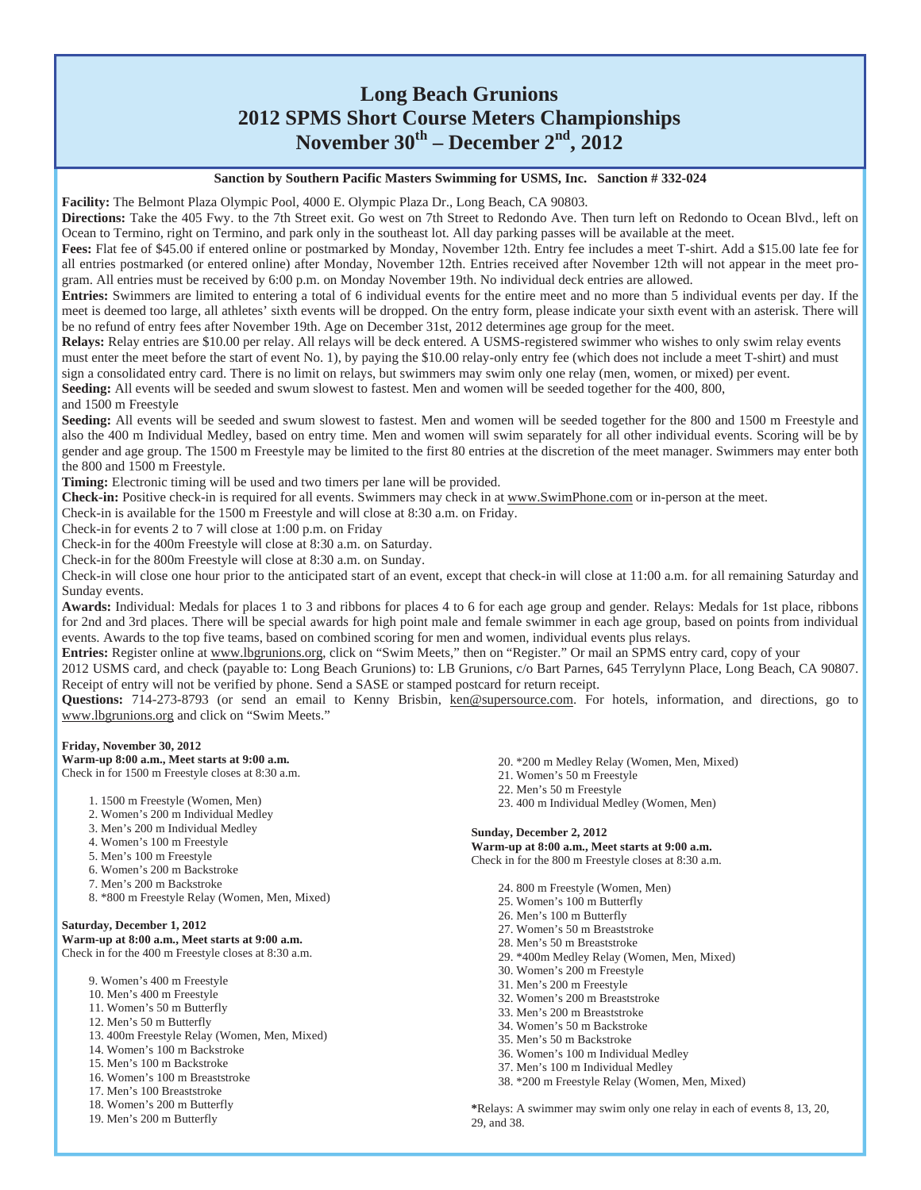# Long Beach Grunions
# 2012 SPMS Short Course Meters Championships
# November 30th – December 2nd, 2012

**Sanction by Southern Pacific Masters Swimming for USMS, Inc. Sanction # 332-024**

**Facility:** The Belmont Plaza Olympic Pool, 4000 E. Olympic Plaza Dr., Long Beach, CA 90803.

**Directions:** Take the 405 Fwy. to the 7th Street exit. Go west on 7th Street to Redondo Ave. Then turn left on Redondo to Ocean Blvd., left on Ocean to Termino, right on Termino, and park only in the southeast lot. All day parking passes will be available at the meet.

**Fees:** Flat fee of $45.00 if entered online or postmarked by Monday, November 12th. Entry fee includes a meet T-shirt. Add a $15.00 late fee for all entries postmarked (or entered online) after Monday, November 12th. Entries received after November 12th will not appear in the meet program. All entries must be received by 6:00 p.m. on Monday November 19th. No individual deck entries are allowed.

**Entries:** Swimmers are limited to entering a total of 6 individual events for the entire meet and no more than 5 individual events per day. If the meet is deemed too large, all athletes' sixth events will be dropped. On the entry form, please indicate your sixth event with an asterisk. There will be no refund of entry fees after November 19th. Age on December 31st, 2012 determines age group for the meet.

**Relays:** Relay entries are $10.00 per relay. All relays will be deck entered. A USMS-registered swimmer who wishes to only swim relay events must enter the meet before the start of event No. 1), by paying the $10.00 relay-only entry fee (which does not include a meet T-shirt) and must sign a consolidated entry card. There is no limit on relays, but swimmers may swim only one relay (men, women, or mixed) per event.

**Seeding:** All events will be seeded and swum slowest to fastest. Men and women will be seeded together for the 400, 800, and 1500 m Freestyle

**Seeding:** All events will be seeded and swum slowest to fastest. Men and women will be seeded together for the 800 and 1500 m Freestyle and also the 400 m Individual Medley, based on entry time. Men and women will swim separately for all other individual events. Scoring will be by gender and age group. The 1500 m Freestyle may be limited to the first 80 entries at the discretion of the meet manager. Swimmers may enter both the 800 and 1500 m Freestyle.

**Timing:** Electronic timing will be used and two timers per lane will be provided.

**Check-in:** Positive check-in is required for all events. Swimmers may check in at www.SwimPhone.com or in-person at the meet.

Check-in is available for the 1500 m Freestyle and will close at 8:30 a.m. on Friday.

Check-in for events 2 to 7 will close at 1:00 p.m. on Friday

Check-in for the 400m Freestyle will close at 8:30 a.m. on Saturday.

Check-in for the 800m Freestyle will close at 8:30 a.m. on Sunday.

Check-in will close one hour prior to the anticipated start of an event, except that check-in will close at 11:00 a.m. for all remaining Saturday and Sunday events.

**Awards:** Individual: Medals for places 1 to 3 and ribbons for places 4 to 6 for each age group and gender. Relays: Medals for 1st place, ribbons for 2nd and 3rd places. There will be special awards for high point male and female swimmer in each age group, based on points from individual events. Awards to the top five teams, based on combined scoring for men and women, individual events plus relays.

**Entries:** Register online at www.lbgrunions.org, click on "Swim Meets," then on "Register." Or mail an SPMS entry card, copy of your 2012 USMS card, and check (payable to: Long Beach Grunions) to: LB Grunions, c/o Bart Parnes, 645 Terrylynn Place, Long Beach, CA 90807. Receipt of entry will not be verified by phone. Send a SASE or stamped postcard for return receipt.

**Questions:** 714-273-8793 (or send an email to Kenny Brisbin, ken@supersource.com. For hotels, information, and directions, go to www.lbgrunions.org and click on "Swim Meets."

**Friday, November 30, 2012**
**Warm-up 8:00 a.m., Meet starts at 9:00 a.m.**
Check in for 1500 m Freestyle closes at 8:30 a.m.

1. 1500 m Freestyle (Women, Men)
2. Women's 200 m Individual Medley
3. Men's 200 m Individual Medley
4. Women's 100 m Freestyle
5. Men's 100 m Freestyle
6. Women's 200 m Backstroke
7. Men's 200 m Backstroke
8. *800 m Freestyle Relay (Women, Men, Mixed)

**Saturday, December 1, 2012**
**Warm-up at 8:00 a.m., Meet starts at 9:00 a.m.**
Check in for the 400 m Freestyle closes at 8:30 a.m.

9. Women's 400 m Freestyle
10. Men's 400 m Freestyle
11. Women's 50 m Butterfly
12. Men's 50 m Butterfly
13. 400m Freestyle Relay (Women, Men, Mixed)
14. Women's 100 m Backstroke
15. Men's 100 m Backstroke
16. Women's 100 m Breaststroke
17. Men's 100 Breaststroke
18. Women's 200 m Butterfly
19. Men's 200 m Butterfly
20. *200 m Medley Relay (Women, Men, Mixed)
21. Women's 50 m Freestyle
22. Men's 50 m Freestyle
23. 400 m Individual Medley (Women, Men)

**Sunday, December 2, 2012**
**Warm-up at 8:00 a.m., Meet starts at 9:00 a.m.**
Check in for the 800 m Freestyle closes at 8:30 a.m.

24. 800 m Freestyle (Women, Men)
25. Women's 100 m Butterfly
26. Men's 100 m Butterfly
27. Women's 50 m Breaststroke
28. Men's 50 m Breaststroke
29. *400m Medley Relay (Women, Men, Mixed)
30. Women's 200 m Freestyle
31. Men's 200 m Freestyle
32. Women's 200 m Breaststroke
33. Men's 200 m Breaststroke
34. Women's 50 m Backstroke
35. Men's 50 m Backstroke
36. Women's 100 m Individual Medley
37. Men's 100 m Individual Medley
38. *200 m Freestyle Relay (Women, Men, Mixed)

*Relays: A swimmer may swim only one relay in each of events 8, 13, 20, 29, and 38.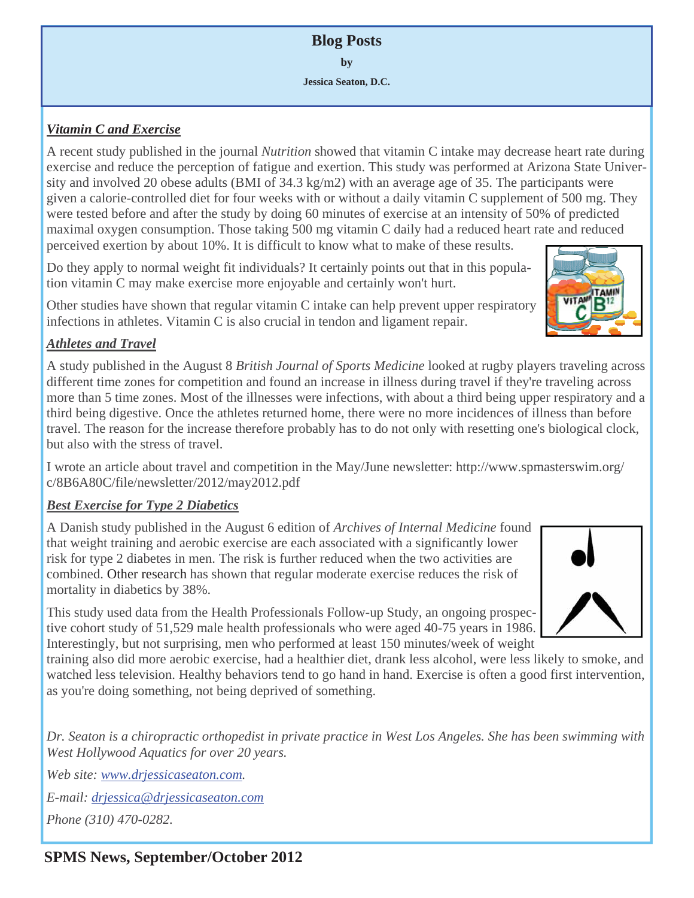# Blog Posts

**by**

**Jessica Seaton, D.C.**

### ***Vitamin C and Exercise***

A recent study published in the journal *Nutrition* showed that vitamin C intake may decrease heart rate during exercise and reduce the perception of fatigue and exertion. This study was performed at Arizona State University and involved 20 obese adults (BMI of 34.3 kg/m2) with an average age of 35. The participants were given a calorie-controlled diet for four weeks with or without a daily vitamin C supplement of 500 mg. They were tested before and after the study by doing 60 minutes of exercise at an intensity of 50% of predicted maximal oxygen consumption. Those taking 500 mg vitamin C daily had a reduced heart rate and reduced perceived exertion by about 10%. It is difficult to know what to make of these results.

Do they apply to normal weight fit individuals? It certainly points out that in this population vitamin C may make exercise more enjoyable and certainly won't hurt.

Other studies have shown that regular vitamin C intake can help prevent upper respiratory infections in athletes. Vitamin C is also crucial in tendon and ligament repair.

### ***Athletes and Travel***

A study published in the August 8 *British Journal of Sports Medicine* looked at rugby players traveling across different time zones for competition and found an increase in illness during travel if they're traveling across more than 5 time zones. Most of the illnesses were infections, with about a third being upper respiratory and a third being digestive. Once the athletes returned home, there were no more incidences of illness than before travel. The reason for the increase therefore probably has to do not only with resetting one's biological clock, but also with the stress of travel.

I wrote an article about travel and competition in the May/June newsletter: http://www.spmasterswim.org/c/8B6A80C/file/newsletter/2012/may2012.pdf

### ***Best Exercise for Type 2 Diabetics***

A Danish study published in the August 6 edition of *Archives of Internal Medicine* found that weight training and aerobic exercise are each associated with a significantly lower risk for type 2 diabetes in men. The risk is further reduced when the two activities are combined. Other research has shown that regular moderate exercise reduces the risk of mortality in diabetics by 38%.

This study used data from the Health Professionals Follow-up Study, an ongoing prospective cohort study of 51,529 male health professionals who were aged 40-75 years in 1986. Interestingly, but not surprising, men who performed at least 150 minutes/week of weight training also did more aerobic exercise, had a healthier diet, drank less alcohol, were less likely to smoke, and watched less television. Healthy behaviors tend to go hand in hand. Exercise is often a good first intervention, as you're doing something, not being deprived of something.

*Dr. Seaton is a chiropractic orthopedist in private practice in West Los Angeles. She has been swimming with West Hollywood Aquatics for over 20 years.*

*Web site: www.drjessicaseaton.com.*

*E-mail: drjessica@drjessicaseaton.com*

*Phone (310) 470-0282.*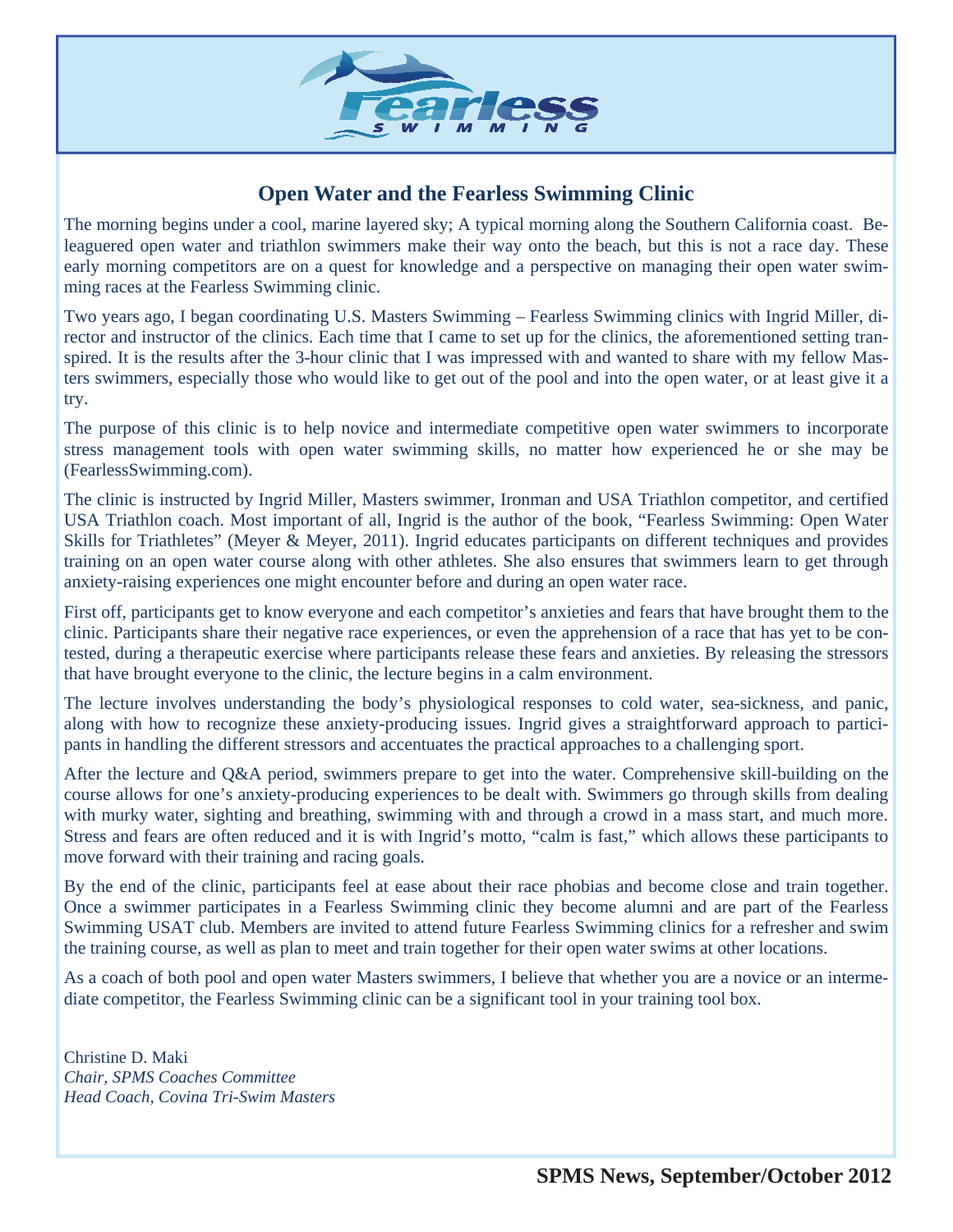## Open Water and the Fearless Swimming Clinic

The morning begins under a cool, marine layered sky; A typical morning along the Southern California coast. Beleaguered open water and triathlon swimmers make their way onto the beach, but this is not a race day. These early morning competitors are on a quest for knowledge and a perspective on managing their open water swimming races at the Fearless Swimming clinic.

Two years ago, I began coordinating U.S. Masters Swimming – Fearless Swimming clinics with Ingrid Miller, director and instructor of the clinics. Each time that I came to set up for the clinics, the aforementioned setting transpired. It is the results after the 3-hour clinic that I was impressed with and wanted to share with my fellow Masters swimmers, especially those who would like to get out of the pool and into the open water, or at least give it a try.

The purpose of this clinic is to help novice and intermediate competitive open water swimmers to incorporate stress management tools with open water swimming skills, no matter how experienced he or she may be (FearlessSwimming.com).

The clinic is instructed by Ingrid Miller, Masters swimmer, Ironman and USA Triathlon competitor, and certified USA Triathlon coach. Most important of all, Ingrid is the author of the book, "Fearless Swimming: Open Water Skills for Triathletes" (Meyer & Meyer, 2011). Ingrid educates participants on different techniques and provides training on an open water course along with other athletes. She also ensures that swimmers learn to get through anxiety-raising experiences one might encounter before and during an open water race.

First off, participants get to know everyone and each competitor's anxieties and fears that have brought them to the clinic. Participants share their negative race experiences, or even the apprehension of a race that has yet to be contested, during a therapeutic exercise where participants release these fears and anxieties. By releasing the stressors that have brought everyone to the clinic, the lecture begins in a calm environment.

The lecture involves understanding the body's physiological responses to cold water, sea-sickness, and panic, along with how to recognize these anxiety-producing issues. Ingrid gives a straightforward approach to participants in handling the different stressors and accentuates the practical approaches to a challenging sport.

After the lecture and Q&A period, swimmers prepare to get into the water. Comprehensive skill-building on the course allows for one's anxiety-producing experiences to be dealt with. Swimmers go through skills from dealing with murky water, sighting and breathing, swimming with and through a crowd in a mass start, and much more. Stress and fears are often reduced and it is with Ingrid's motto, "calm is fast," which allows these participants to move forward with their training and racing goals.

By the end of the clinic, participants feel at ease about their race phobias and become close and train together. Once a swimmer participates in a Fearless Swimming clinic they become alumni and are part of the Fearless Swimming USAT club. Members are invited to attend future Fearless Swimming clinics for a refresher and swim the training course, as well as plan to meet and train together for their open water swims at other locations.

As a coach of both pool and open water Masters swimmers, I believe that whether you are a novice or an intermediate competitor, the Fearless Swimming clinic can be a significant tool in your training tool box.

Christine D. Maki
*Chair, SPMS Coaches Committee*
*Head Coach, Covina Tri-Swim Masters*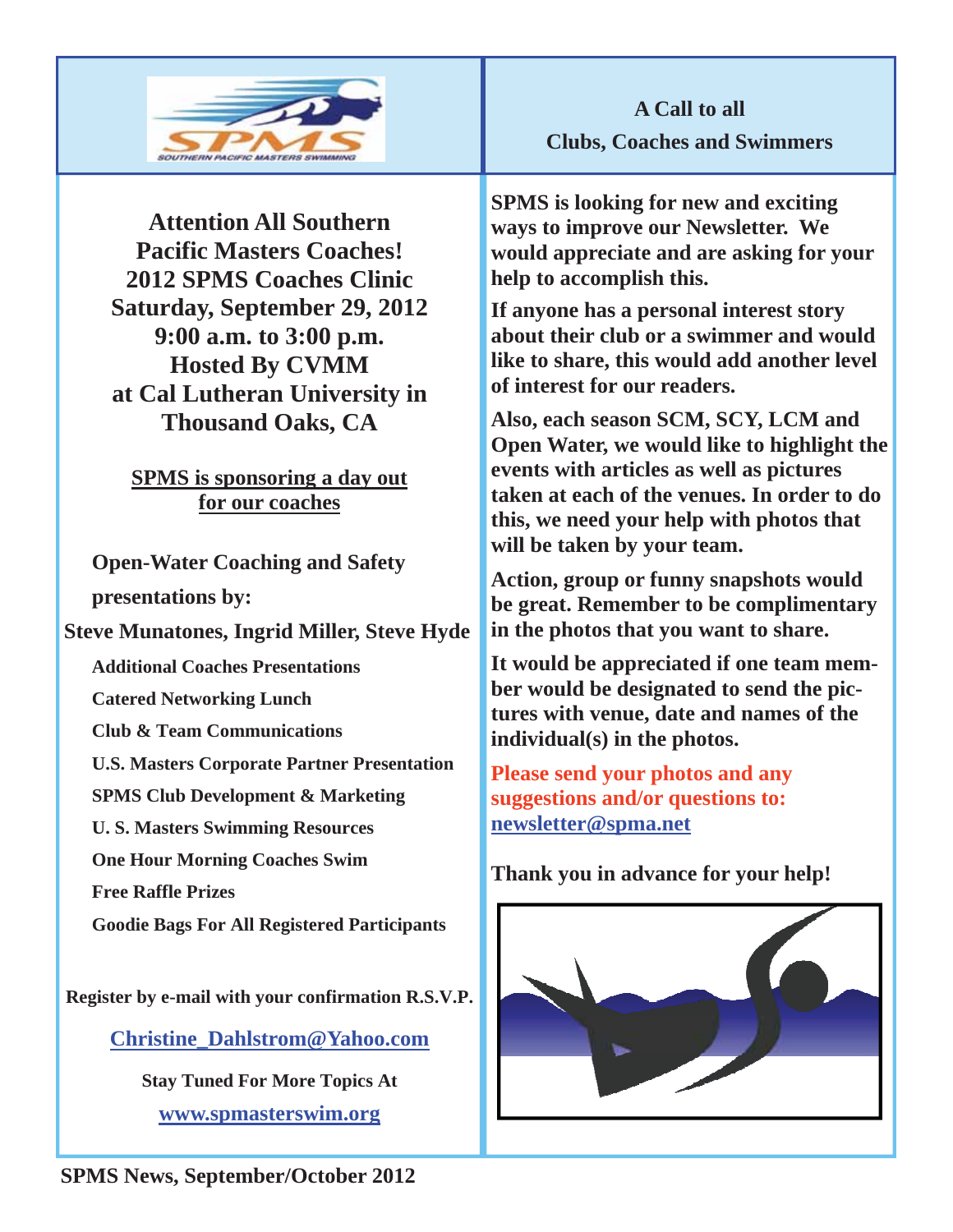**Attention All Southern Pacific Masters Coaches!**
**2012 SPMS Coaches Clinic**
**Saturday, September 29, 2012**
**9:00 a.m. to 3:00 p.m.**
**Hosted By CVMM**
**at Cal Lutheran University in Thousand Oaks, CA**

**SPMS is sponsoring a day out for our coaches**

**Open-Water Coaching and Safety presentations by:**

**Steve Munatones, Ingrid Miller, Steve Hyde**

- Additional Coaches Presentations
- Catered Networking Lunch
- Club & Team Communications
- U.S. Masters Corporate Partner Presentation
- SPMS Club Development & Marketing
- U. S. Masters Swimming Resources
- One Hour Morning Coaches Swim
- Free Raffle Prizes
- Goodie Bags For All Registered Participants

**Register by e-mail with your confirmation R.S.V.P.**

Christine_Dahlstrom@Yahoo.com

**Stay Tuned For More Topics At**

www.spmasterswim.org

## A Call to all Clubs, Coaches and Swimmers

SPMS is looking for new and exciting ways to improve our Newsletter. We would appreciate and are asking for your help to accomplish this.

If anyone has a personal interest story about their club or a swimmer and would like to share, this would add another level of interest for our readers.

Also, each season SCM, SCY, LCM and Open Water, we would like to highlight the events with articles as well as pictures taken at each of the venues. In order to do this, we need your help with photos that will be taken by your team.

Action, group or funny snapshots would be great. Remember to be complimentary in the photos that you want to share.

It would be appreciated if one team member would be designated to send the pictures with venue, date and names of the individual(s) in the photos.

Please send your photos and any suggestions and/or questions to: newsletter@spma.net

Thank you in advance for your help!

SPMS News, September/October 2012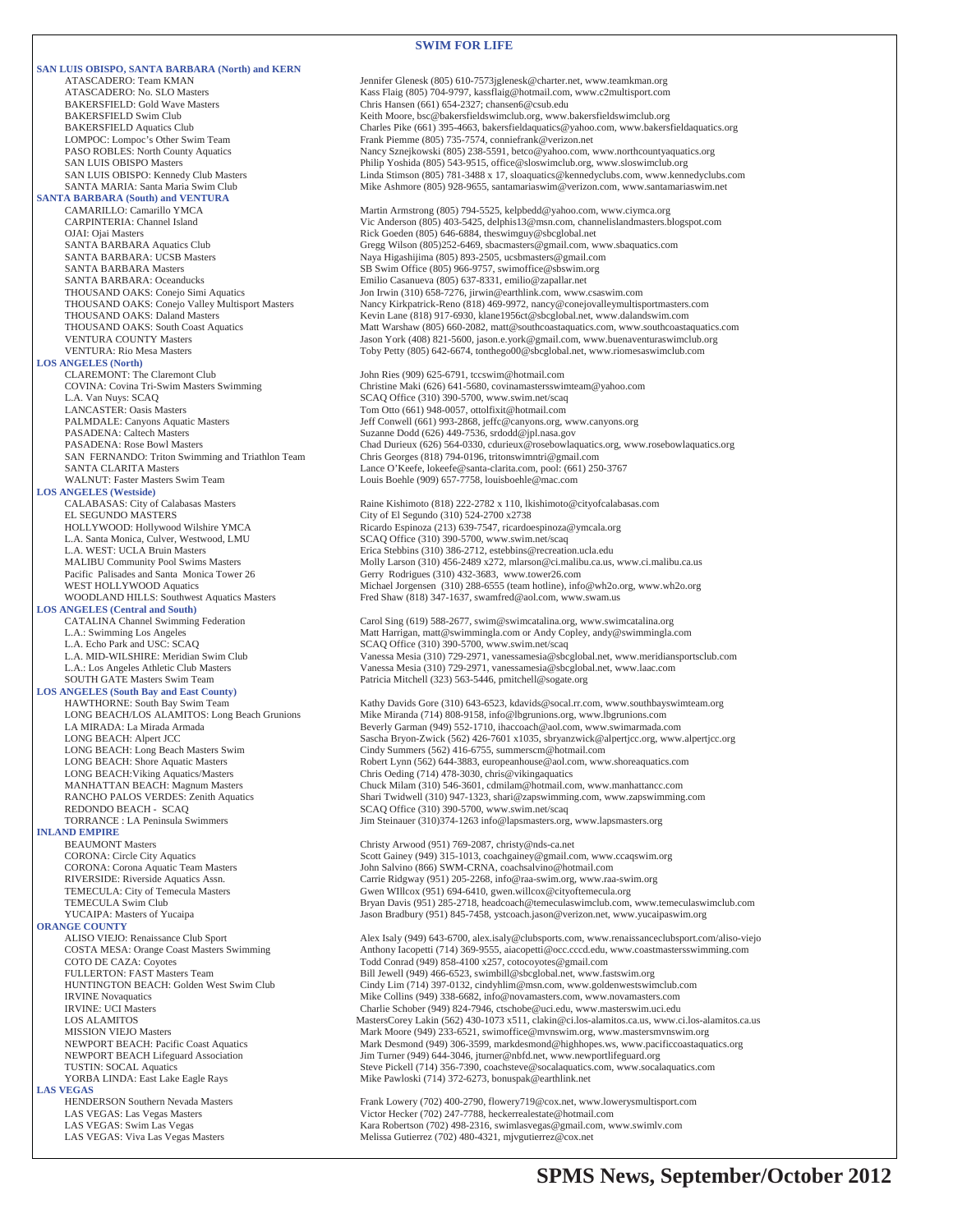## SWIM FOR LIFE

### SAN LUIS OBISPO, SANTA BARBARA (North) and KERN

| | |
|---|---|
| ATASCADERO: Team KMAN | Jennifer Glenesk (805) 610-7573jglenesk@charter.net, www.teamkman.org |
| ATASCADERO: No. SLO Masters | Kass Flaig (805) 704-9797, kassflaig@hotmail.com, www.c2multisport.com |
| BAKERSFIELD: Gold Wave Masters | Chris Hansen (661) 654-2327; chansen6@csub.edu |
| BAKERSFIELD Swim Club | Keith Moore, bsc@bakersfieldswimclub.org, www.bakersfieldswimclub.org |
| BAKERSFIELD Aquatics Club | Charles Pike (661) 395-4663, bakersfieldaquatics@yahoo.com, www.bakersfieldaquatics.org |
| LOMPOC: Lompoc's Other Swim Team | Frank Piemme (805) 735-7574, conniefrank@verizon.net |
| PASO ROBLES: North County Aquatics | Nancy Sznejkowski (805) 238-5591, betco@yahoo.com, www.northcountyaquatics.org |
| SAN LUIS OBISPO Masters | Philip Yoshida (805) 543-9515, office@sloswimclub.org, www.sloswimclub.org |
| SAN LUIS OBISPO: Kennedy Club Masters | Linda Stimson (805) 781-3488 x 17, sloaquatics@kennedyclubs.com, www.kennedyclubs.com |
| SANTA MARIA: Santa Maria Swim Club | Mike Ashmore (805) 928-9655, santamariaswim@verizon.com, www.santamariaswim.net |

### SANTA BARBARA (South) and VENTURA

| | |
|---|---|
| CAMARILLO: Camarillo YMCA | Martin Armstrong (805) 794-5525, kelpbedd@yahoo.com, www.ciymca.org |
| CARPINTERIA: Channel Island | Vic Anderson (805) 403-5425, delphis13@msn.com, channelislandmasters.blogspot.com |
| OJAI: Ojai Masters | Rick Goeden (805) 646-6884, theswimguy@sbcglobal.net |
| SANTA BARBARA Aquatics Club | Gregg Wilson (805)252-6469, sbacmasters@gmail.com, www.sbaquatics.com |
| SANTA BARBARA: UCSB Masters | Naya Higashijima (805) 893-2505, ucsbmasters@gmail.com |
| SANTA BARBARA Masters | SB Swim Office (805) 966-9757, swimoffice@sbswim.org |
| SANTA BARBARA: Oceanducks | Emilio Casanueva (805) 637-8331, emilio@zapallar.net |
| THOUSAND OAKS: Conejo Simi Aquatics | Jon Irwin (310) 658-7276, jirwin@earthlink.com, www.csaswim.com |
| THOUSAND OAKS: Conejo Valley Multisport Masters | Nancy Kirkpatrick-Reno (818) 469-9972, nancy@conejovalleymultisportmasters.com |
| THOUSAND OAKS: Daland Masters | Kevin Lane (818) 917-6930, klane1956ct@sbcglobal.net, www.dalandswim.com |
| THOUSAND OAKS: South Coast Aquatics | Matt Warshaw (805) 660-2082, matt@southcoastaquatics.com, www.southcoastaquatics.com |
| VENTURA COUNTY Masters | Jason York (408) 821-5600, jason.e.york@gmail.com, www.buenaventuraswimclub.org |
| VENTURA: Rio Mesa Masters | Toby Petty (805) 642-6674, tonthego00@sbcglobal.net, www.riomesaswimclub.com |

### LOS ANGELES (North)

| | |
|---|---|
| CLAREMONT: The Claremont Club | John Ries (909) 625-6791, tccswim@hotmail.com |
| COVINA: Covina Tri-Swim Masters Swimming | Christine Maki (626) 641-5680, covinamastersswimteam@yahoo.com |
| L.A. Van Nuys: SCAQ | SCAQ Office (310) 390-5700, www.swim.net/scaq |
| LANCASTER: Oasis Masters | Tom Otto (661) 948-0057, ottolfixit@hotmail.com |
| PALMDALE: Canyons Aquatic Masters | Jeff Conwell (661) 993-2868, jeffc@canyons.org, www.canyons.org |
| PASADENA: Caltech Masters | Suzanne Dodd (626) 449-7536, srdodd@jpl.nasa.gov |
| PASADENA: Rose Bowl Masters | Chad Durieux (626) 564-0330, cdurieux@rosebowlaquatics.org, www.rosebowlaquatics.org |
| SAN FERNANDO: Triton Swimming and Triathlon Team | Chris Georges (818) 794-0196, tritonswimntri@gmail.com |
| SANTA CLARITA Masters | Lance O'Keefe, lokeefe@santa-clarita.com, pool: (661) 250-3767 |
| WALNUT: Faster Masters Swim Team | Louis Boehle (909) 657-7758, louisboehle@mac.com |

### LOS ANGELES (Westside)

| | |
|---|---|
| CALABASAS: City of Calabasas Masters | Raine Kishimoto (818) 222-2782 x 110, lkishimoto@cityofcalabasas.com |
| EL SEGUNDO MASTERS | City of El Segundo (310) 524-2700 x2738 |
| HOLLYWOOD: Hollywood Wilshire YMCA | Ricardo Espinoza (213) 639-7547, ricardoespinoza@ymcala.org |
| L.A. Santa Monica, Culver, Westwood, LMU | SCAQ Office (310) 390-5700, www.swim.net/scaq |
| L.A. WEST: UCLA Bruin Masters | Erica Stebbins (310) 386-2712, estebbins@recreation.ucla.edu |
| MALIBU Community Pool Swims Masters | Molly Larson (310) 456-2489 x272, mlarson@ci.malibu.ca.us, www.ci.malibu.ca.us |
| Pacific Palisades and Santa Monica Tower 26 | Gerry Rodrigues (310) 432-3683, www.tower26.com |
| WEST HOLLYWOOD Aquatics | Michael Jorgensen (310) 288-6555 (team hotline), info@wh2o.org, www.wh2o.org |
| WOODLAND HILLS: Southwest Aquatics Masters | Fred Shaw (818) 347-1637, swamfred@aol.com, www.swam.us |

### LOS ANGELES (Central and South)

| | |
|---|---|
| CATALINA Channel Swimming Federation | Carol Sing (619) 588-2677, swim@swimcatalina.org, www.swimcatalina.org |
| L.A.: Swimming Los Angeles | Matt Harrigan, matt@swimmingla.com or Andy Copley, andy@swimmingla.com |
| L.A. Echo Park and USC: SCAQ | SCAQ Office (310) 390-5700, www.swim.net/scaq |
| L.A. MID-WILSHIRE: Meridian Swim Club | Vanessa Mesia (310) 729-2971, vanessamesia@sbcglobal.net, www.meridiansportsclub.com |
| L.A.: Los Angeles Athletic Club Masters | Vanessa Mesia (310) 729-2971, vanessamesia@sbcglobal.net, www.laac.com |
| SOUTH GATE Masters Swim Team | Patricia Mitchell (323) 563-5446, pmitchell@sogate.org |

### LOS ANGELES (South Bay and East County)

| | |
|---|---|
| HAWTHORNE: South Bay Swim Team | Kathy Davids Gore (310) 643-6523, kdavids@socal.rr.com, www.southbayswimteam.org |
| LONG BEACH/LOS ALAMITOS: Long Beach Grunions | Mike Miranda (714) 808-9158, info@lbgrunions.org, www.lbgrunions.com |
| LA MIRADA: La Mirada Armada | Beverly Garman (949) 552-1710, ihaccoach@aol.com, www.swimarmada.com |
| LONG BEACH: Alpert JCC | Sascha Bryon-Zwick (562) 426-7601 x1035, sbryanzwick@alpertjcc.org, www.alpertjcc.org |
| LONG BEACH: Long Beach Masters Swim | Cindy Summers (562) 416-6755, summerscm@hotmail.com |
| LONG BEACH: Shore Aquatic Masters | Robert Lynn (562) 644-3883, europeanhouse@aol.com, www.shoreaquatics.com |
| LONG BEACH:Viking Aquatics/Masters | Chris Oeding (714) 478-3030, chris@vikingaquatics |
| MANHATTAN BEACH: Magnum Masters | Chuck Milam (310) 546-3601, cdmilam@hotmail.com, www.manhattancc.com |
| RANCHO PALOS VERDES: Zenith Aquatics | Shari Twidwell (310) 947-1323, shari@zapswimming.com, www.zapswimming.com |
| REDONDO BEACH - SCAQ | SCAQ Office (310) 390-5700, www.swim.net/scaq |
| TORRANCE : LA Peninsula Swimmers | Jim Steinauer (310)374-1263 info@lapsmasters.org, www.lapsmasters.org |

### INLAND EMPIRE

| | |
|---|---|
| BEAUMONT Masters | Christy Arwood (951) 769-2087, christy@nds-ca.net |
| CORONA: Circle City Aquatics | Scott Gainey (949) 315-1013, coachgainey@gmail.com, www.ccaqswim.org |
| CORONA: Corona Aquatic Team Masters | John Salvino (866) SWM-CRNA, coachsalvino@hotmail.com |
| RIVERSIDE: Riverside Aquatics Assn. | Carrie Ridgway (951) 205-2268, info@raa-swim.org, www.raa-swim.org |
| TEMECULA: City of Temecula Masters | Gwen WIllcox (951) 694-6410, gwen.willcox@cityoftemecula.org |
| TEMECULA Swim Club | Bryan Davis (951) 285-2718, headcoach@temeculaswimclub.com, www.temeculaswimclub.com |
| YUCAIPA: Masters of Yucaipa | Jason Bradbury (951) 845-7458, ystcoach.jason@verizon.net, www.yucaipaswim.org |

### ORANGE COUNTY

| | |
|---|---|
| ALISO VIEJO: Renaissance Club Sport | Alex Isaly (949) 643-6700, alex.isaly@clubsports.com, www.renaissanceclubsport.com/aliso-viejo |
| COSTA MESA: Orange Coast Masters Swimming | Anthony Iacopetti (714) 369-9555, aiacopetti@occ.cccd.edu, www.coastmastersswimming.com |
| COTO DE CAZA: Coyotes | Todd Conrad (949) 858-4100 x257, cotocoyotes@gmail.com |
| FULLERTON: FAST Masters Team | Bill Jewell (949) 466-6523, swimbill@sbcglobal.net, www.fastswim.org |
| HUNTINGTON BEACH: Golden West Swim Club | Cindy Lim (714) 397-0132, cindyhlim@msn.com, www.goldenwestswimclub.com |
| IRVINE Novaquatics | Mike Collins (949) 338-6682, info@novamasters.com, www.novamasters.com |
| IRVINE: UCI Masters | Charlie Schober (949) 824-7946, ctschobe@uci.edu, www.masterswim.uci.edu |
| LOS ALAMITOS | MastersCorey Lakin (562) 430-1073 x511, clakin@ci.los-alamitos.ca.us, www.ci.los-alamitos.ca.us |
| MISSION VIEJO Masters | Mark Moore (949) 233-6521, swimoffice@mvnswim.org, www.mastersmvnswim.org |
| NEWPORT BEACH: Pacific Coast Aquatics | Mark Desmond (949) 306-3599, markdesmond@highhopes.ws, www.pacificcoastaquatics.org |
| NEWPORT BEACH Lifeguard Association | Jim Turner (949) 644-3046, jturner@nbfd.net, www.newportlifeguard.org |
| TUSTIN: SOCAL Aquatics | Steve Pickell (714) 356-7390, coachsteve@socalaquatics.com, www.socalaquatics.com |
| YORBA LINDA: East Lake Eagle Rays | Mike Pawloski (714) 372-6273, bonuspak@earthlink.net |

### LAS VEGAS

| | |
|---|---|
| HENDERSON Southern Nevada Masters | Frank Lowery (702) 400-2790, flowery719@cox.net, www.lowerysmultisport.com |
| LAS VEGAS: Las Vegas Masters | Victor Hecker (702) 247-7788, heckerrealestate@hotmail.com |
| LAS VEGAS: Swim Las Vegas | Kara Robertson (702) 498-2316, swimlasvegas@gmail.com, www.swimlv.com |
| LAS VEGAS: Viva Las Vegas Masters | Melissa Gutierrez (702) 480-4321, mjvgutierrez@cox.net |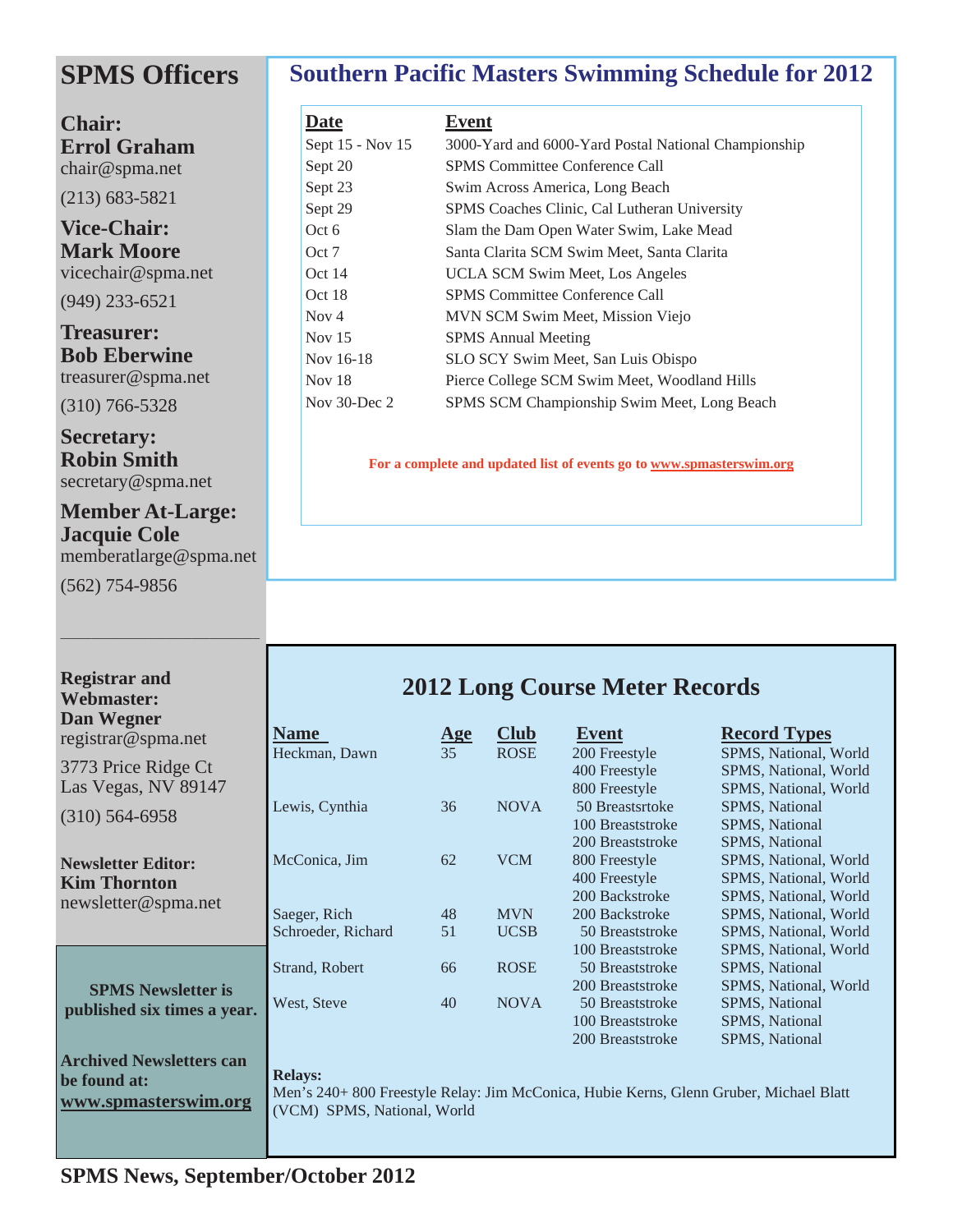## SPMS Officers

**Chair:**
**Errol Graham**
chair@spma.net
(213) 683-5821

**Vice-Chair:**
**Mark Moore**
vicechair@spma.net
(949) 233-6521

**Treasurer:**
**Bob Eberwine**
treasurer@spma.net
(310) 766-5328

**Secretary:**
**Robin Smith**
secretary@spma.net

**Member At-Large:**
**Jacquie Cole**
memberatlarge@spma.net
(562) 754-9856

**Registrar and Webmaster:**
**Dan Wegner**
registrar@spma.net
3773 Price Ridge Ct
Las Vegas, NV 89147
(310) 564-6958

**Newsletter Editor:**
**Kim Thornton**
newsletter@spma.net

**SPMS Newsletter is published six times a year.**

**Archived Newsletters can be found at:**
**www.spmasterswim.org**

## Southern Pacific Masters Swimming Schedule for 2012

| Date | Event |
|---|---|
| Sept 15 - Nov 15 | 3000-Yard and 6000-Yard Postal National Championship |
| Sept 20 | SPMS Committee Conference Call |
| Sept 23 | Swim Across America, Long Beach |
| Sept 29 | SPMS Coaches Clinic, Cal Lutheran University |
| Oct 6 | Slam the Dam Open Water Swim, Lake Mead |
| Oct 7 | Santa Clarita SCM Swim Meet, Santa Clarita |
| Oct 14 | UCLA SCM Swim Meet, Los Angeles |
| Oct 18 | SPMS Committee Conference Call |
| Nov 4 | MVN SCM Swim Meet, Mission Viejo |
| Nov 15 | SPMS Annual Meeting |
| Nov 16-18 | SLO SCY Swim Meet, San Luis Obispo |
| Nov 18 | Pierce College SCM Swim Meet, Woodland Hills |
| Nov 30-Dec 2 | SPMS SCM Championship Swim Meet, Long Beach |

**For a complete and updated list of events go to www.spmasterswim.org**

## 2012 Long Course Meter Records

| Name | Age | Club | Event | Record Types |
|---|---|---|---|---|
| Heckman, Dawn | 35 | ROSE | 200 Freestyle | SPMS, National, World |
| | | | 400 Freestyle | SPMS, National, World |
| | | | 800 Freestyle | SPMS, National, World |
| Lewis, Cynthia | 36 | NOVA | 50 Breastsrtoke | SPMS, National |
| | | | 100 Breaststroke | SPMS, National |
| | | | 200 Breaststroke | SPMS, National |
| McConica, Jim | 62 | VCM | 800 Freestyle | SPMS, National, World |
| | | | 400 Freestyle | SPMS, National, World |
| | | | 200 Backstroke | SPMS, National, World |
| Saeger, Rich | 48 | MVN | 200 Backstroke | SPMS, National, World |
| Schroeder, Richard | 51 | UCSB | 50 Breaststroke | SPMS, National, World |
| | | | 100 Breaststroke | SPMS, National, World |
| Strand, Robert | 66 | ROSE | 50 Breaststroke | SPMS, National |
| | | | 200 Breaststroke | SPMS, National, World |
| West, Steve | 40 | NOVA | 50 Breaststroke | SPMS, National |
| | | | 100 Breaststroke | SPMS, National |
| | | | 200 Breaststroke | SPMS, National |

**Relays:**
Men's 240+ 800 Freestyle Relay: Jim McConica, Hubie Kerns, Glenn Gruber, Michael Blatt (VCM) SPMS, National, World

**SPMS News, September/October 2012**